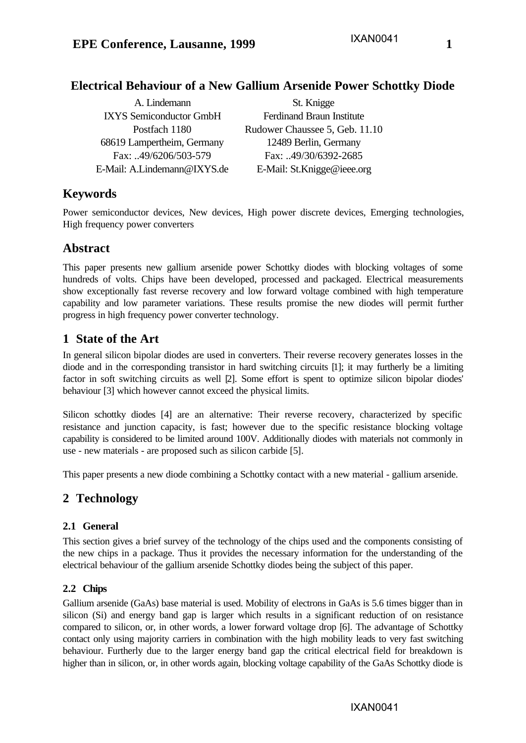# Electrical Behaviour of a New Gallium Arsenide Power Schottky Diode

A. Lindemann
IXYS Semiconductor GmbH
Postfach 1180
68619 Lampertheim, Germany
Fax: ..49/6206/503-579
E-Mail: A.Lindemann@IXYS.de

St. Knigge
Ferdinand Braun Institute
Rudower Chaussee 5, Geb. 11.10
12489 Berlin, Germany
Fax: ..49/30/6392-2685
E-Mail: St.Knigge@ieee.org

## Keywords

Power semiconductor devices, New devices, High power discrete devices, Emerging technologies, High frequency power converters

## Abstract

This paper presents new gallium arsenide power Schottky diodes with blocking voltages of some hundreds of volts. Chips have been developed, processed and packaged. Electrical measurements show exceptionally fast reverse recovery and low forward voltage combined with high temperature capability and low parameter variations. These results promise the new diodes will permit further progress in high frequency power converter technology.

## 1 State of the Art

In general silicon bipolar diodes are used in converters. Their reverse recovery generates losses in the diode and in the corresponding transistor in hard switching circuits [1]; it may furtherly be a limiting factor in soft switching circuits as well [2]. Some effort is spent to optimize silicon bipolar diodes' behaviour [3] which however cannot exceed the physical limits.

Silicon schottky diodes [4] are an alternative: Their reverse recovery, characterized by specific resistance and junction capacity, is fast; however due to the specific resistance blocking voltage capability is considered to be limited around 100V. Additionally diodes with materials not commonly in use - new materials - are proposed such as silicon carbide [5].

This paper presents a new diode combining a Schottky contact with a new material - gallium arsenide.

## 2 Technology

### 2.1 General

This section gives a brief survey of the technology of the chips used and the components consisting of the new chips in a package. Thus it provides the necessary information for the understanding of the electrical behaviour of the gallium arsenide Schottky diodes being the subject of this paper.

### 2.2 Chips

Gallium arsenide (GaAs) base material is used. Mobility of electrons in GaAs is 5.6 times bigger than in silicon (Si) and energy band gap is larger which results in a significant reduction of on resistance compared to silicon, or, in other words, a lower forward voltage drop [6]. The advantage of Schottky contact only using majority carriers in combination with the high mobility leads to very fast switching behaviour. Furtherly due to the larger energy band gap the critical electrical field for breakdown is higher than in silicon, or, in other words again, blocking voltage capability of the GaAs Schottky diode is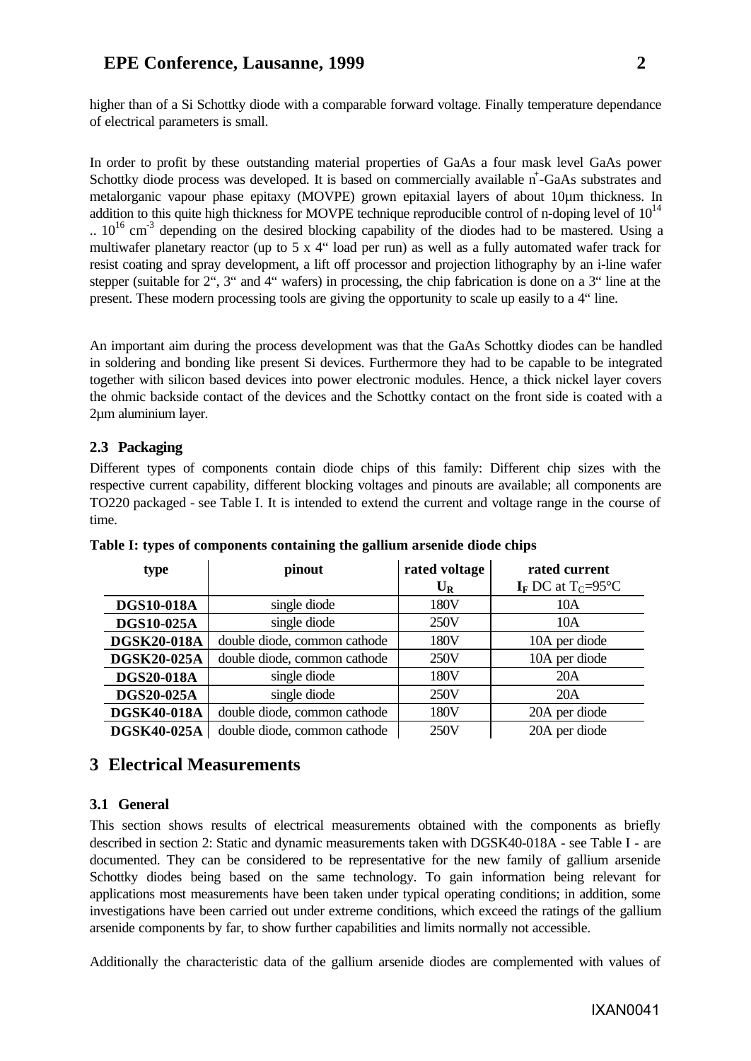higher than of a Si Schottky diode with a comparable forward voltage. Finally temperature dependance of electrical parameters is small.

In order to profit by these outstanding material properties of GaAs a four mask level GaAs power Schottky diode process was developed. It is based on commercially available $n^+$-GaAs substrates and metalorganic vapour phase epitaxy (MOVPE) grown epitaxial layers of about 10µm thickness. In addition to this quite high thickness for MOVPE technique reproducible control of n-doping level of $10^{14}$ .. $10^{16}$ $cm^{-3}$ depending on the desired blocking capability of the diodes had to be mastered. Using a multiwafer planetary reactor (up to 5 x 4" load per run) as well as a fully automated wafer track for resist coating and spray development, a lift off processor and projection lithography by an i-line wafer stepper (suitable for 2", 3" and 4" wafers) in processing, the chip fabrication is done on a 3" line at the present. These modern processing tools are giving the opportunity to scale up easily to a 4" line.

An important aim during the process development was that the GaAs Schottky diodes can be handled in soldering and bonding like present Si devices. Furthermore they had to be capable to be integrated together with silicon based devices into power electronic modules. Hence, a thick nickel layer covers the ohmic backside contact of the devices and the Schottky contact on the front side is coated with a 2µm aluminium layer.

### 2.3 Packaging

Different types of components contain diode chips of this family: Different chip sizes with the respective current capability, different blocking voltages and pinouts are available; all components are TO220 packaged - see Table I. It is intended to extend the current and voltage range in the course of time.

**Table I: types of components containing the gallium arsenide diode chips**

| type | pinout | rated voltage $U_R$ | rated current $I_F$ DC at $T_C$=95°C |
|---|---|---|---|
| **DGS10-018A** | single diode | 180V | 10A |
| **DGS10-025A** | single diode | 250V | 10A |
| **DGSK20-018A** | double diode, common cathode | 180V | 10A per diode |
| **DGSK20-025A** | double diode, common cathode | 250V | 10A per diode |
| **DGS20-018A** | single diode | 180V | 20A |
| **DGS20-025A** | single diode | 250V | 20A |
| **DGSK40-018A** | double diode, common cathode | 180V | 20A per diode |
| **DGSK40-025A** | double diode, common cathode | 250V | 20A per diode |

## 3 Electrical Measurements

### 3.1 General

This section shows results of electrical measurements obtained with the components as briefly described in section 2: Static and dynamic measurements taken with DGSK40-018A - see Table I - are documented. They can be considered to be representative for the new family of gallium arsenide Schottky diodes being based on the same technology. To gain information being relevant for applications most measurements have been taken under typical operating conditions; in addition, some investigations have been carried out under extreme conditions, which exceed the ratings of the gallium arsenide components by far, to show further capabilities and limits normally not accessible.

Additionally the characteristic data of the gallium arsenide diodes are complemented with values of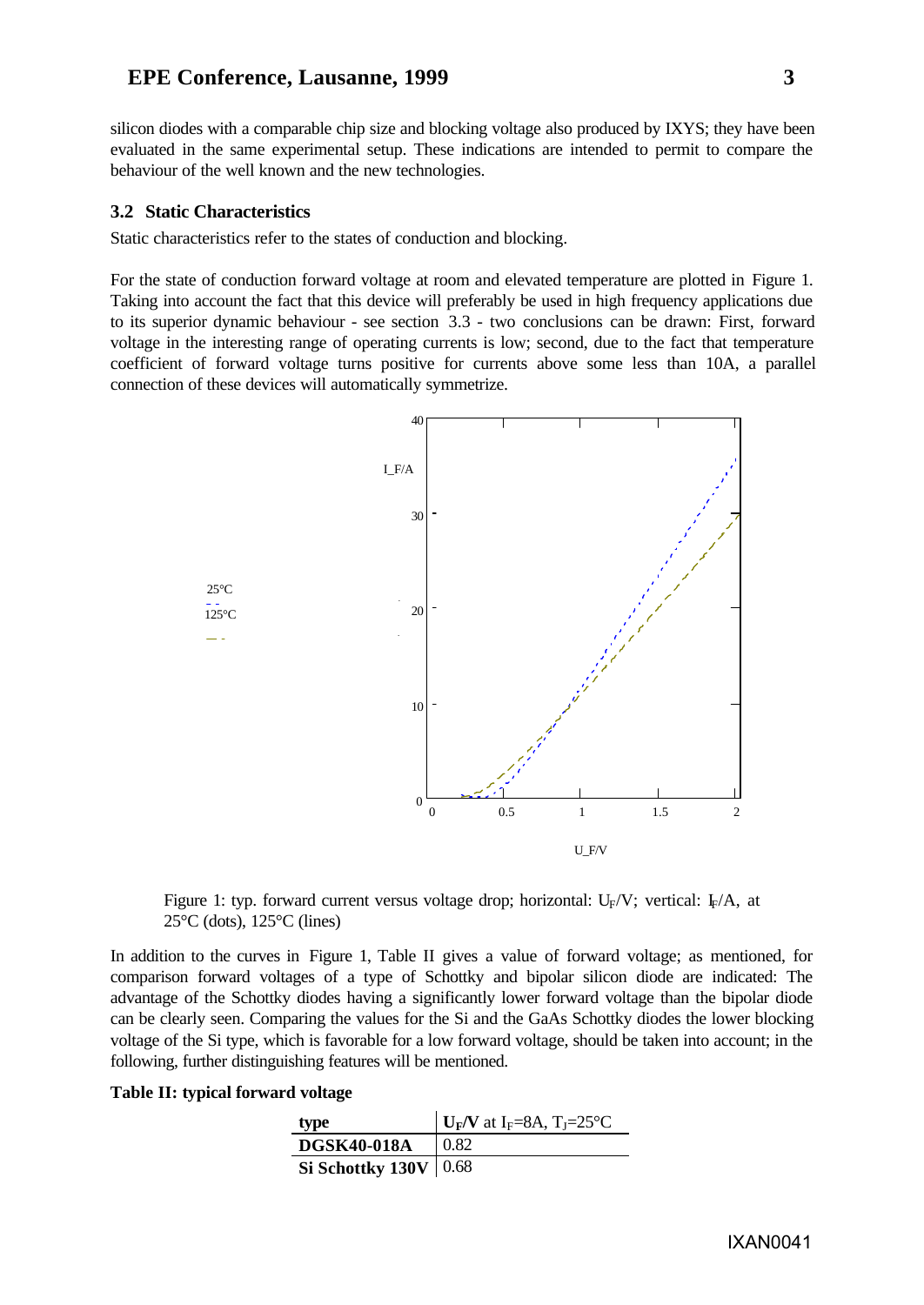silicon diodes with a comparable chip size and blocking voltage also produced by IXYS; they have been evaluated in the same experimental setup. These indications are intended to permit to compare the behaviour of the well known and the new technologies.

### 3.2 Static Characteristics

Static characteristics refer to the states of conduction and blocking.

For the state of conduction forward voltage at room and elevated temperature are plotted in Figure 1. Taking into account the fact that this device will preferably be used in high frequency applications due to its superior dynamic behaviour - see section 3.3 - two conclusions can be drawn: First, forward voltage in the interesting range of operating currents is low; second, due to the fact that temperature coefficient of forward voltage turns positive for currents above some less than 10A, a parallel connection of these devices will automatically symmetrize.

Figure 1: typ. forward current versus voltage drop; horizontal: $U_F$/V; vertical: $I_F$/A, at 25°C (dots), 125°C (lines)

In addition to the curves in Figure 1, Table II gives a value of forward voltage; as mentioned, for comparison forward voltages of a type of Schottky and bipolar silicon diode are indicated: The advantage of the Schottky diodes having a significantly lower forward voltage than the bipolar diode can be clearly seen. Comparing the values for the Si and the GaAs Schottky diodes the lower blocking voltage of the Si type, which is favorable for a low forward voltage, should be taken into account; in the following, further distinguishing features will be mentioned.

**Table II: typical forward voltage**

| type | $U_F$/V at $I_F$=8A, $T_J$=25°C |
|---|---|
| **DGSK40-018A** | 0.82 |
| **Si Schottky 130V** | 0.68 |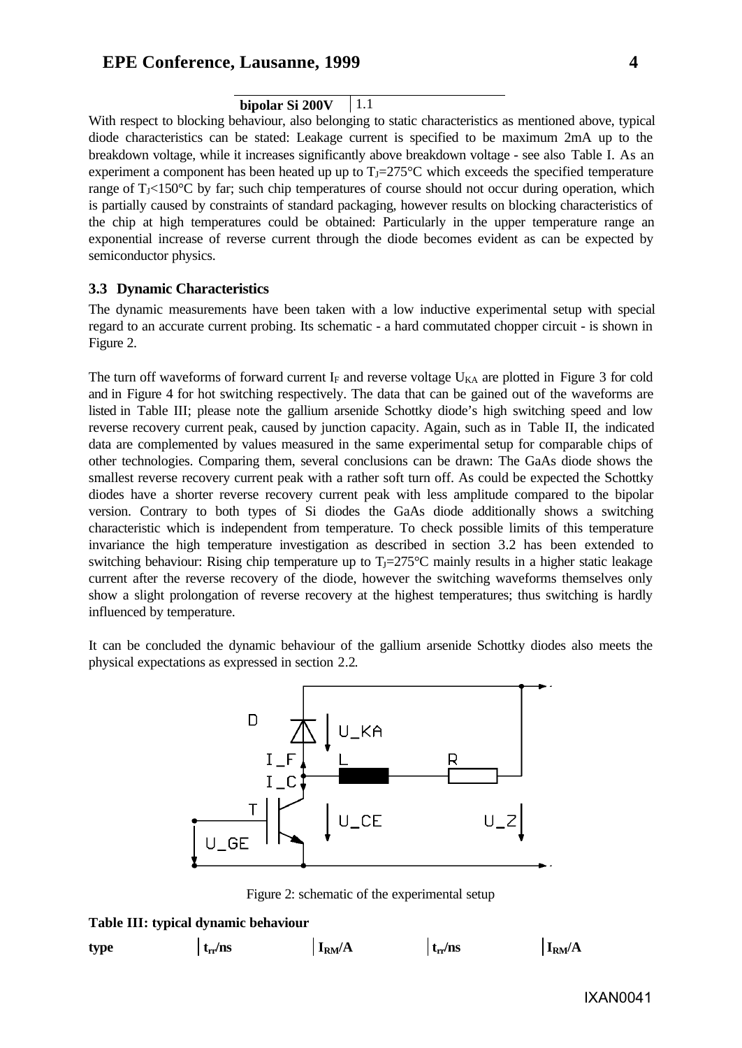| bipolar Si 200V | 1.1 |
|---|---|

With respect to blocking behaviour, also belonging to static characteristics as mentioned above, typical diode characteristics can be stated: Leakage current is specified to be maximum 2mA up to the breakdown voltage, while it increases significantly above breakdown voltage - see also Table I. As an experiment a component has been heated up up to $T_J$=275°C which exceeds the specified temperature range of $T_J$<150°C by far; such chip temperatures of course should not occur during operation, which is partially caused by constraints of standard packaging, however results on blocking characteristics of the chip at high temperatures could be obtained: Particularly in the upper temperature range an exponential increase of reverse current through the diode becomes evident as can be expected by semiconductor physics.

### 3.3 Dynamic Characteristics

The dynamic measurements have been taken with a low inductive experimental setup with special regard to an accurate current probing. Its schematic - a hard commutated chopper circuit - is shown in Figure 2.

The turn off waveforms of forward current $I_F$ and reverse voltage $U_{KA}$ are plotted in Figure 3 for cold and in Figure 4 for hot switching respectively. The data that can be gained out of the waveforms are listed in Table III; please note the gallium arsenide Schottky diode's high switching speed and low reverse recovery current peak, caused by junction capacity. Again, such as in Table II, the indicated data are complemented by values measured in the same experimental setup for comparable chips of other technologies. Comparing them, several conclusions can be drawn: The GaAs diode shows the smallest reverse recovery current peak with a rather soft turn off. As could be expected the Schottky diodes have a shorter reverse recovery current peak with less amplitude compared to the bipolar version. Contrary to both types of Si diodes the GaAs diode additionally shows a switching characteristic which is independent from temperature. To check possible limits of this temperature invariance the high temperature investigation as described in section 3.2 has been extended to switching behaviour: Rising chip temperature up to $T_J$=275°C mainly results in a higher static leakage current after the reverse recovery of the diode, however the switching waveforms themselves only show a slight prolongation of reverse recovery at the highest temperatures; thus switching is hardly influenced by temperature.

It can be concluded the dynamic behaviour of the gallium arsenide Schottky diodes also meets the physical expectations as expressed in section 2.2.

Figure 2: schematic of the experimental setup

**Table III: typical dynamic behaviour**

| type | $t_{rr}$/ns | $I_{RM}$/A | $t_{rr}$/ns | $I_{RM}$/A |
|---|---|---|---|---|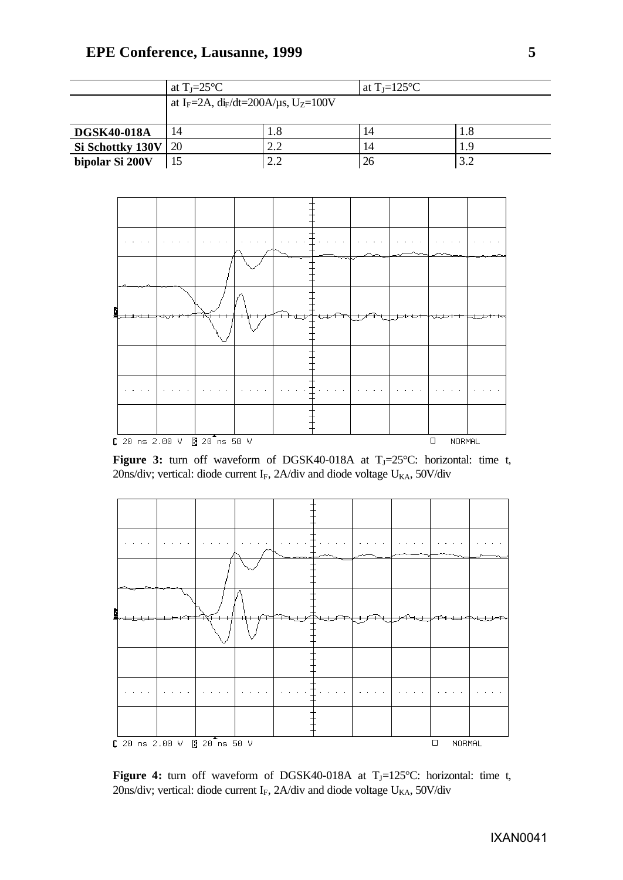| | at $T_J$=25°C | | at $T_J$=125°C | |
|---|---|---|---|---|
| | at $I_F$=2A, $di_F/dt$=200A/µs, $U_Z$=100V | | | |
| **DGSK40-018A** | 14 | 1.8 | 14 | 1.8 |
| **Si Schottky 130V** | 20 | 2.2 | 14 | 1.9 |
| **bipolar Si 200V** | 15 | 2.2 | 26 | 3.2 |

**Figure 3:** turn off waveform of DGSK40-018A at $T_J$=25°C: horizontal: time t, 20ns/div; vertical: diode current $I_F$, 2A/div and diode voltage $U_{KA}$, 50V/div

**Figure 4:** turn off waveform of DGSK40-018A at $T_J$=125°C: horizontal: time t, 20ns/div; vertical: diode current $I_F$, 2A/div and diode voltage $U_{KA}$, 50V/div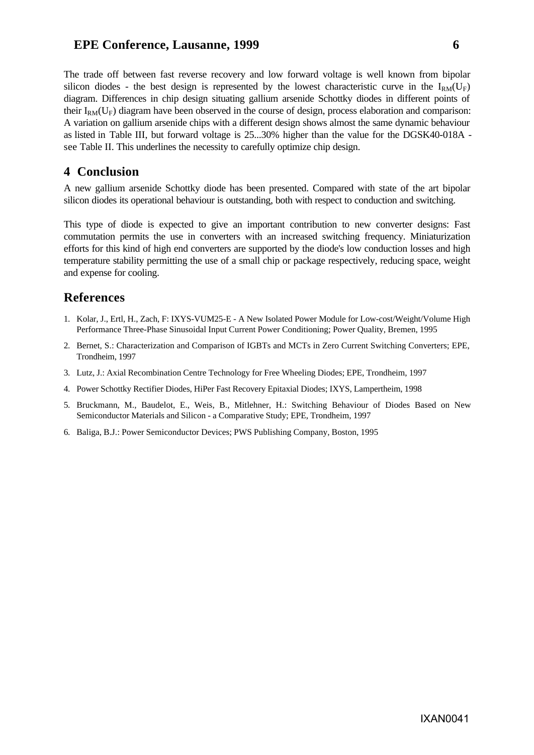The trade off between fast reverse recovery and low forward voltage is well known from bipolar silicon diodes - the best design is represented by the lowest characteristic curve in the $I_{RM}(U_F)$ diagram. Differences in chip design situating gallium arsenide Schottky diodes in different points of their $I_{RM}(U_F)$ diagram have been observed in the course of design, process elaboration and comparison: A variation on gallium arsenide chips with a different design shows almost the same dynamic behaviour as listed in Table III, but forward voltage is 25...30% higher than the value for the DGSK40-018A - see Table II. This underlines the necessity to carefully optimize chip design.

## 4 Conclusion

A new gallium arsenide Schottky diode has been presented. Compared with state of the art bipolar silicon diodes its operational behaviour is outstanding, both with respect to conduction and switching.

This type of diode is expected to give an important contribution to new converter designs: Fast commutation permits the use in converters with an increased switching frequency. Miniaturization efforts for this kind of high end converters are supported by the diode's low conduction losses and high temperature stability permitting the use of a small chip or package respectively, reducing space, weight and expense for cooling.

## References

1. Kolar, J., Ertl, H., Zach, F: IXYS-VUM25-E - A New Isolated Power Module for Low-cost/Weight/Volume High Performance Three-Phase Sinusoidal Input Current Power Conditioning; Power Quality, Bremen, 1995
2. Bernet, S.: Characterization and Comparison of IGBTs and MCTs in Zero Current Switching Converters; EPE, Trondheim, 1997
3. Lutz, J.: Axial Recombination Centre Technology for Free Wheeling Diodes; EPE, Trondheim, 1997
4. Power Schottky Rectifier Diodes, HiPer Fast Recovery Epitaxial Diodes; IXYS, Lampertheim, 1998
5. Bruckmann, M., Baudelot, E., Weis, B., Mitlehner, H.: Switching Behaviour of Diodes Based on New Semiconductor Materials and Silicon - a Comparative Study; EPE, Trondheim, 1997
6. Baliga, B.J.: Power Semiconductor Devices; PWS Publishing Company, Boston, 1995